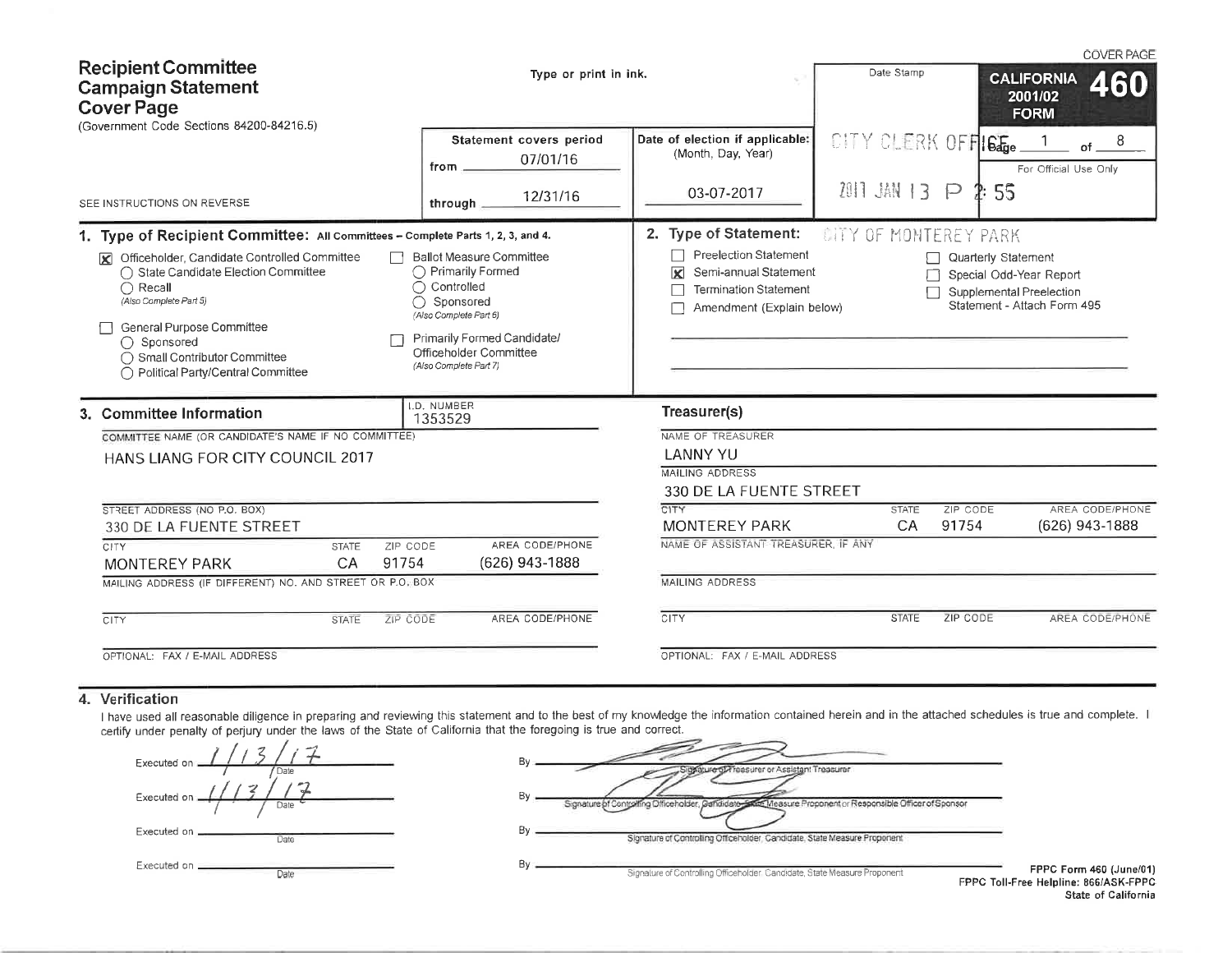COVER PAGE

# Recipient Committee Campaign Statement Cover Page

(Government Code Sections 84200-84216.5)

Type or print in ink.

SEE INSTRUCTIONS ON REVERSE

**CALIFORNIA FORM 460** 2001/02

| Statement covers period | Date of election if applicable: (Month, Day, Year) | Date Stamp | For Official Use Only |
|---|---|---|---|
| from 07/01/16 through 12/31/16 | 03-07-2017 | CITY CLERK OFFICE 2017 JAN 13 P 2:55 CITY OF MONTEREY PARK | Page 1 of 8 |

## 1. Type of Recipient Committee: All Committees – Complete Parts 1, 2, 3, and 4.

- [x] Officeholder, Candidate Controlled Committee
  - ○ State Candidate Election Committee
  - ○ Recall (Also Complete Part 5)
- [ ] General Purpose Committee
  - ○ Sponsored
  - ○ Small Contributor Committee
  - ○ Political Party/Central Committee
- [ ] Ballot Measure Committee
  - ○ Primarily Formed
  - ○ Controlled
  - ○ Sponsored (Also Complete Part 6)
- [ ] Primarily Formed Candidate/Officeholder Committee (Also Complete Part 7)

## 2. Type of Statement:

- [ ] Preelection Statement
- [x] Semi-annual Statement
- [ ] Termination Statement
- [ ] Amendment (Explain below)
- [ ] Quarterly Statement
- [ ] Special Odd-Year Report
- [ ] Supplemental Preelection Statement - Attach Form 495

## 3. Committee Information

I.D. NUMBER: 1353529

COMMITTEE NAME (OR CANDIDATE'S NAME IF NO COMMITTEE): HANS LIANG FOR CITY COUNCIL 2017

STREET ADDRESS (NO P.O. BOX): 330 DE LA FUENTE STREET

| CITY | STATE | ZIP CODE | AREA CODE/PHONE |
|---|---|---|---|
| MONTEREY PARK | CA | 91754 | (626) 943-1888 |

MAILING ADDRESS (IF DIFFERENT) NO. AND STREET OR P.O. BOX:

| CITY | STATE | ZIP CODE | AREA CODE/PHONE |
|---|---|---|---|
| | | | |

OPTIONAL: FAX / E-MAIL ADDRESS:

### Treasurer(s)

NAME OF TREASURER: LANNY YU

MAILING ADDRESS: 330 DE LA FUENTE STREET

| CITY | STATE | ZIP CODE | AREA CODE/PHONE |
|---|---|---|---|
| MONTEREY PARK | CA | 91754 | (626) 943-1888 |

NAME OF ASSISTANT TREASURER, IF ANY:

MAILING ADDRESS:

| CITY | STATE | ZIP CODE | AREA CODE/PHONE |
|---|---|---|---|
| | | | |

OPTIONAL: FAX / E-MAIL ADDRESS:

## 4. Verification

I have used all reasonable diligence in preparing and reviewing this statement and to the best of my knowledge the information contained herein and in the attached schedules is true and complete. I certify under penalty of perjury under the laws of the State of California that the foregoing is true and correct.

Executed on 1/13/17 Date By [signature] Signature of Treasurer or Assistant Treasurer

Executed on 1/13/17 Date By [signature] Signature of Controlling Officeholder, Candidate, State Measure Proponent or Responsible Officer of Sponsor

Executed on ______ Date By ______ Signature of Controlling Officeholder, Candidate, State Measure Proponent

Executed on ______ Date By ______ Signature of Controlling Officeholder, Candidate, State Measure Proponent

FPPC Form 460 (June/01)
FPPC Toll-Free Helpline: 866/ASK-FPPC
State of California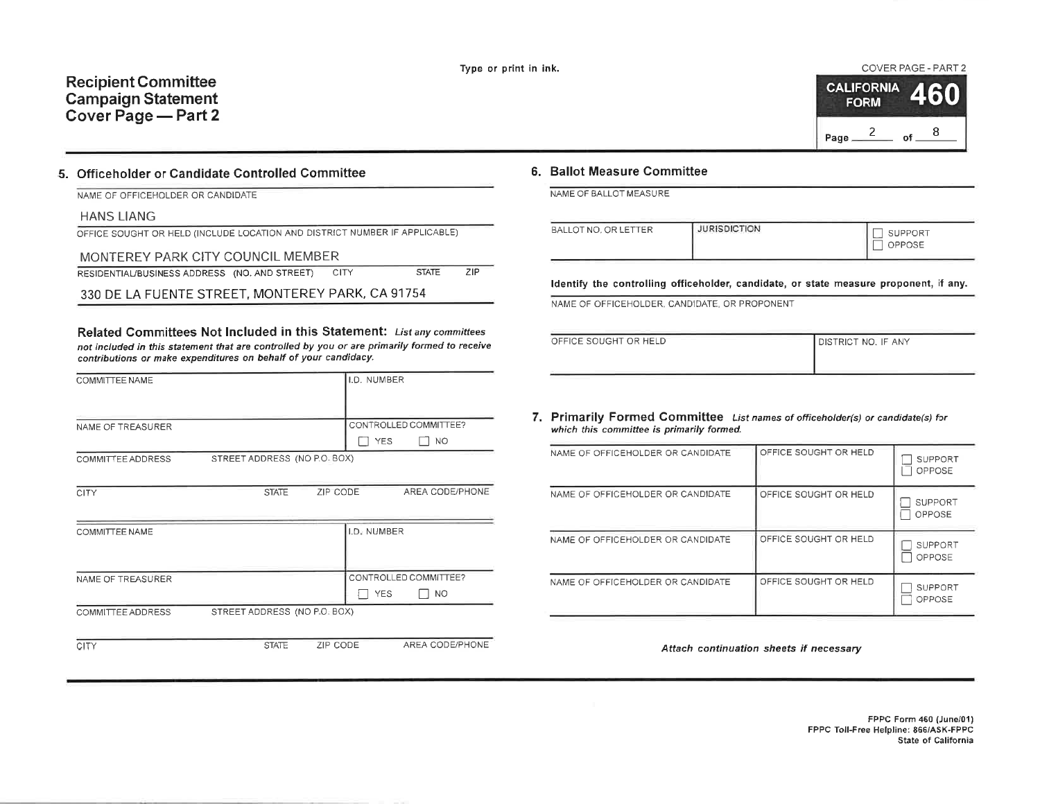Type or print in ink.

# Recipient Committee Campaign Statement Cover Page — Part 2

COVER PAGE - PART 2

**CALIFORNIA FORM 460**

## 5. Officeholder or Candidate Controlled Committee

NAME OF OFFICEHOLDER OR CANDIDATE

HANS LIANG

OFFICE SOUGHT OR HELD (INCLUDE LOCATION AND DISTRICT NUMBER IF APPLICABLE)

MONTEREY PARK CITY COUNCIL MEMBER

RESIDENTIAL/BUSINESS ADDRESS (NO. AND STREET) CITY STATE ZIP

330 DE LA FUENTE STREET, MONTEREY PARK, CA 91754

**Related Committees Not Included in this Statement:** *List any committees not included in this statement that are controlled by you or are primarily formed to receive contributions or make expenditures on behalf of your candidacy.*

| COMMITTEE NAME | | | I.D. NUMBER |
|---|---|---|---|
| NAME OF TREASURER | | | CONTROLLED COMMITTEE? ☐ YES ☐ NO |
| COMMITTEE ADDRESS | STREET ADDRESS (NO P.O. BOX) | | |
| CITY | STATE | ZIP CODE | AREA CODE/PHONE |

| COMMITTEE NAME | | | I.D. NUMBER |
|---|---|---|---|
| NAME OF TREASURER | | | CONTROLLED COMMITTEE? ☐ YES ☐ NO |
| COMMITTEE ADDRESS | STREET ADDRESS (NO P.O. BOX) | | |
| CITY | STATE | ZIP CODE | AREA CODE/PHONE |

## 6. Ballot Measure Committee

NAME OF BALLOT MEASURE

| BALLOT NO. OR LETTER | JURISDICTION | ☐ SUPPORT ☐ OPPOSE |
|---|---|---|
| | | |

**Identify the controlling officeholder, candidate, or state measure proponent, if any.**

NAME OF OFFICEHOLDER, CANDIDATE, OR PROPONENT

| OFFICE SOUGHT OR HELD | DISTRICT NO. IF ANY |
|---|---|
| | |

## 7. Primarily Formed Committee *List names of officeholder(s) or candidate(s) for which this committee is primarily formed.*

| NAME OF OFFICEHOLDER OR CANDIDATE | OFFICE SOUGHT OR HELD | ☐ SUPPORT ☐ OPPOSE |
|---|---|---|
| NAME OF OFFICEHOLDER OR CANDIDATE | OFFICE SOUGHT OR HELD | ☐ SUPPORT ☐ OPPOSE |
| NAME OF OFFICEHOLDER OR CANDIDATE | OFFICE SOUGHT OR HELD | ☐ SUPPORT ☐ OPPOSE |
| NAME OF OFFICEHOLDER OR CANDIDATE | OFFICE SOUGHT OR HELD | ☐ SUPPORT ☐ OPPOSE |

*Attach continuation sheets if necessary*

FPPC Form 460 (June/01)
FPPC Toll-Free Helpline: 866/ASK-FPPC
State of California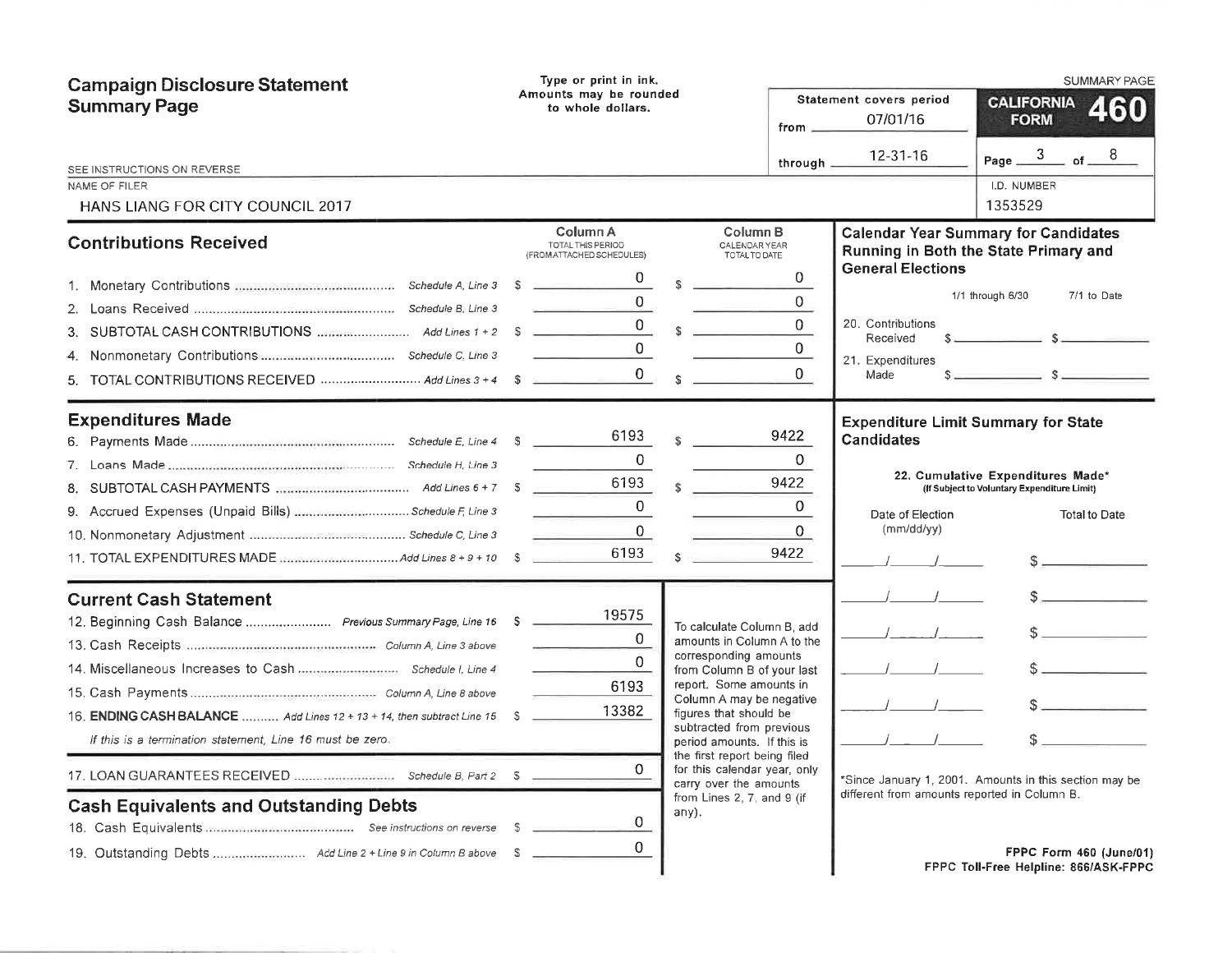# Campaign Disclosure Statement Summary Page

Type or print in ink.
Amounts may be rounded to whole dollars.

SEE INSTRUCTIONS ON REVERSE

Statement covers period from 07/01/16 through 12-31-16

**CALIFORNIA FORM 460**

SUMMARY PAGE

NAME OF FILER: HANS LIANG FOR CITY COUNCIL 2017

I.D. NUMBER: 1353529

## Contributions Received

| | | Column A TOTAL THIS PERIOD (FROM ATTACHED SCHEDULES) | Column B CALENDAR YEAR TOTAL TO DATE |
|---|---|---|---|
| 1. Monetary Contributions | Schedule A, Line 3 | $ 0 | $ 0 |
| 2. Loans Received | Schedule B, Line 3 | 0 | 0 |
| 3. SUBTOTAL CASH CONTRIBUTIONS | Add Lines 1 + 2 | $ 0 | $ 0 |
| 4. Nonmonetary Contributions | Schedule C, Line 3 | 0 | 0 |
| 5. TOTAL CONTRIBUTIONS RECEIVED | Add Lines 3 + 4 | $ 0 | $ 0 |

## Expenditures Made

| | | Column A | Column B |
|---|---|---|---|
| 6. Payments Made | Schedule E, Line 4 | $ 6193 | $ 9422 |
| 7. Loans Made | Schedule H, Line 3 | 0 | 0 |
| 8. SUBTOTAL CASH PAYMENTS | Add Lines 6 + 7 | $ 6193 | $ 9422 |
| 9. Accrued Expenses (Unpaid Bills) | Schedule F, Line 3 | 0 | 0 |
| 10. Nonmonetary Adjustment | Schedule C, Line 3 | 0 | 0 |
| 11. TOTAL EXPENDITURES MADE | Add Lines 8 + 9 + 10 | $ 6193 | $ 9422 |

## Current Cash Statement

| | | |
|---|---|---|
| 12. Beginning Cash Balance | Previous Summary Page, Line 16 | $ 19575 |
| 13. Cash Receipts | Column A, Line 3 above | 0 |
| 14. Miscellaneous Increases to Cash | Schedule I, Line 4 | 0 |
| 15. Cash Payments | Column A, Line 8 above | 6193 |
| 16. **ENDING CASH BALANCE** | Add Lines 12 + 13 + 14, then subtract Line 15 | $ 13382 |

*If this is a termination statement, Line 16 must be zero.*

| | | |
|---|---|---|
| 17. LOAN GUARANTEES RECEIVED | Schedule B, Part 2 | $ 0 |

To calculate Column B, add amounts in Column A to the corresponding amounts from Column B of your last report. Some amounts in Column A may be negative figures that should be subtracted from previous period amounts. If this is the first report being filed for this calendar year, only carry over the amounts from Lines 2, 7, and 9 (if any).

## Cash Equivalents and Outstanding Debts

| | | |
|---|---|---|
| 18. Cash Equivalents | See instructions on reverse | $ 0 |
| 19. Outstanding Debts | Add Line 2 + Line 9 in Column B above | $ 0 |

## Calendar Year Summary for Candidates Running in Both the State Primary and General Elections

| | 1/1 through 6/30 | 7/1 to Date |
|---|---|---|
| 20. Contributions Received | $ | $ |
| 21. Expenditures Made | $ | $ |

## Expenditure Limit Summary for State Candidates

**22. Cumulative Expenditures Made*** (If Subject to Voluntary Expenditure Limit)

| Date of Election (mm/dd/yy) | Total to Date |
|---|---|
| / / | $ |
| / / | $ |
| / / | $ |
| / / | $ |
| / / | $ |
| / / | $ |

*Since January 1, 2001. Amounts in this section may be different from amounts reported in Column B.

**FPPC Form 460 (June/01)**
**FPPC Toll-Free Helpline: 866/ASK-FPPC**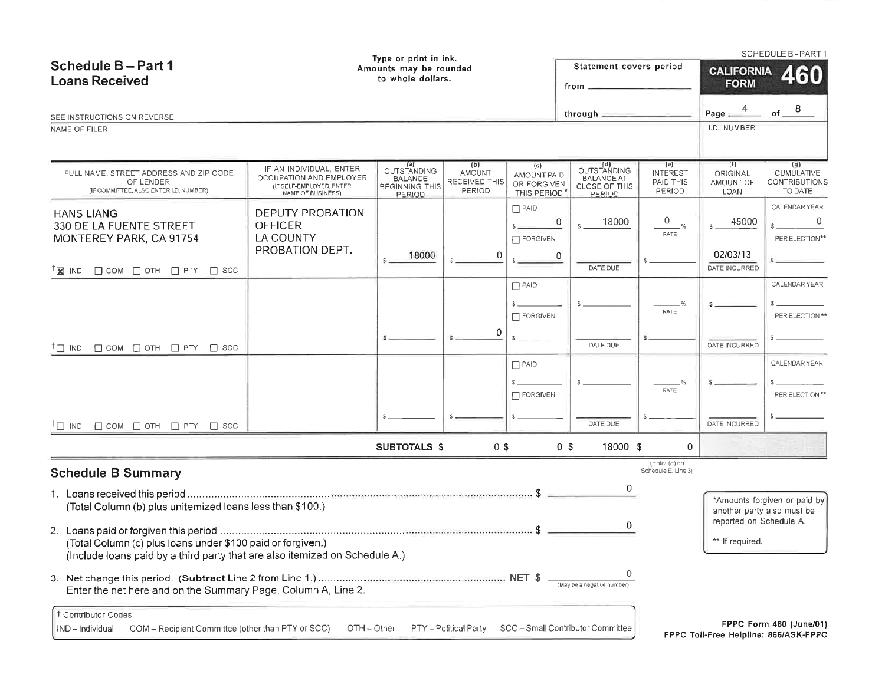# Schedule B – Part 1
## Loans Received

Type or print in ink. Amounts may be rounded to whole dollars.

SEE INSTRUCTIONS ON REVERSE

Statement covers period from ______ through ______

SCHEDULE B - PART 1

**CALIFORNIA FORM 460**

NAME OF FILER

I.D. NUMBER

| FULL NAME, STREET ADDRESS AND ZIP CODE OF LENDER (IF COMMITTEE, ALSO ENTER I.D. NUMBER) | IF AN INDIVIDUAL, ENTER OCCUPATION AND EMPLOYER (IF SELF-EMPLOYED, ENTER NAME OF BUSINESS) | (a) OUTSTANDING BALANCE BEGINNING THIS PERIOD | (b) AMOUNT RECEIVED THIS PERIOD | (c) AMOUNT PAID OR FORGIVEN THIS PERIOD* | (d) OUTSTANDING BALANCE AT CLOSE OF THIS PERIOD | (e) INTEREST PAID THIS PERIOD | (f) ORIGINAL AMOUNT OF LOAN | (g) CUMULATIVE CONTRIBUTIONS TO DATE |
|---|---|---|---|---|---|---|---|---|
| HANS LIANG<br>330 DE LA FUENTE STREET<br>MONTEREY PARK, CA 91754<br>☒ IND ☐ COM ☐ OTH ☐ PTY ☐ SCC | DEPUTY PROBATION OFFICER<br>LA COUNTY PROBATION DEPT. | $ 18000 | $ 0 | ☐ PAID $ 0<br>☐ FORGIVEN<br>$ 0 | $ 18000<br>DATE DUE | 0 % RATE<br>$ | $ 45000<br>02/03/13<br>DATE INCURRED | CALENDAR YEAR $ 0<br>PER ELECTION** $ |
| ☐ IND ☐ COM ☐ OTH ☐ PTY ☐ SCC | | $ | $ 0 | ☐ PAID $<br>☐ FORGIVEN<br>$ | $<br>DATE DUE | % RATE<br>$ | $<br>DATE INCURRED | CALENDAR YEAR $<br>PER ELECTION** $ |
| ☐ IND ☐ COM ☐ OTH ☐ PTY ☐ SCC | | $ | $ | ☐ PAID $<br>☐ FORGIVEN<br>$ | $<br>DATE DUE | % RATE<br>$ | $<br>DATE INCURRED | CALENDAR YEAR $<br>PER ELECTION** $ |
| | | SUBTOTALS $ | 0 $ | 0 $ | 18000 $ | 0 (Enter (e) on Schedule E, Line 3) | | |

## Schedule B Summary

1. Loans received this period .......... $ 0
   (Total Column (b) plus unitemized loans less than $100.)

2. Loans paid or forgiven this period .......... $ 0
   (Total Column (c) plus loans under $100 paid or forgiven.)
   (Include loans paid by a third party that are also itemized on Schedule A.)

3. Net change this period. (**Subtract** Line 2 from Line 1.) .......... **NET** $ 0 (May be a negative number)
   Enter the net here and on the Summary Page, Column A, Line 2.

*Amounts forgiven or paid by another party also must be reported on Schedule A.

** If required.

† Contributor Codes
IND – Individual COM – Recipient Committee (other than PTY or SCC) OTH – Other PTY – Political Party SCC – Small Contributor Committee

FPPC Form 460 (June/01)
FPPC Toll-Free Helpline: 866/ASK-FPPC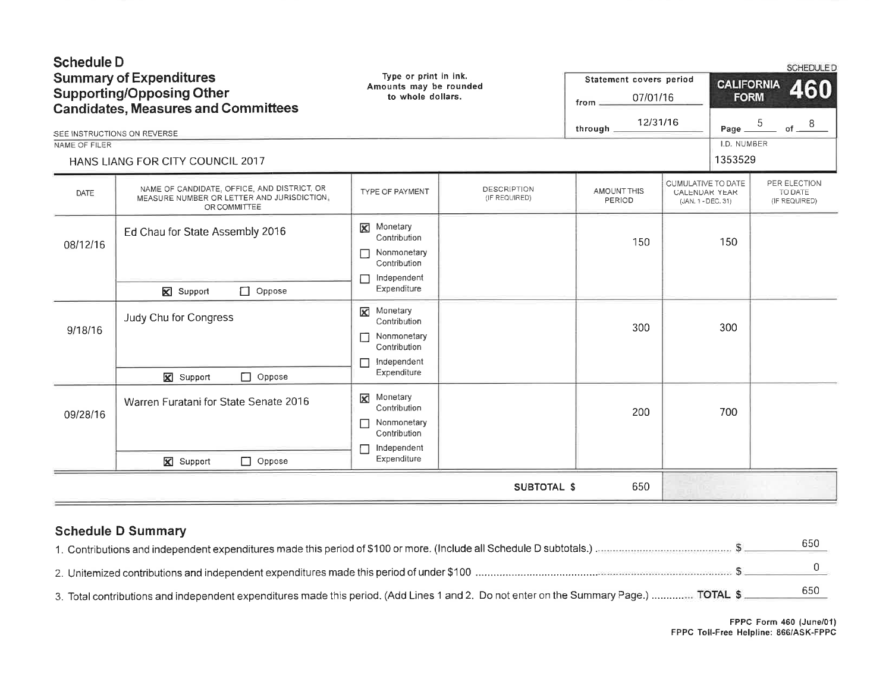# Schedule D

## Summary of Expenditures Supporting/Opposing Other Candidates, Measures and Committees

Type or print in ink. Amounts may be rounded to whole dollars.

SEE INSTRUCTIONS ON REVERSE

**SCHEDULE D — CALIFORNIA FORM 460**

Statement covers period from 07/01/16 through 12/31/16

NAME OF FILER: HANS LIANG FOR CITY COUNCIL 2017

I.D. NUMBER: 1353529

| DATE | NAME OF CANDIDATE, OFFICE, AND DISTRICT, OR MEASURE NUMBER OR LETTER AND JURISDICTION, OR COMMITTEE | TYPE OF PAYMENT | DESCRIPTION (IF REQUIRED) | AMOUNT THIS PERIOD | CUMULATIVE TO DATE CALENDAR YEAR (JAN. 1 - DEC. 31) | PER ELECTION TO DATE (IF REQUIRED) |
|---|---|---|---|---|---|---|
| 08/12/16 | Ed Chau for State Assembly 2016 — [X] Support [ ] Oppose | [X] Monetary Contribution [ ] Nonmonetary Contribution [ ] Independent Expenditure | | 150 | 150 | |
| 9/18/16 | Judy Chu for Congress — [X] Support [ ] Oppose | [X] Monetary Contribution [ ] Nonmonetary Contribution [ ] Independent Expenditure | | 300 | 300 | |
| 09/28/16 | Warren Furatani for State Senate 2016 — [X] Support [ ] Oppose | [X] Monetary Contribution [ ] Nonmonetary Contribution [ ] Independent Expenditure | | 200 | 700 | |
| | | | **SUBTOTAL $** | 650 | | |

## Schedule D Summary

1. Contributions and independent expenditures made this period of $100 or more. (Include all Schedule D subtotals.) $ 650
2. Unitemized contributions and independent expenditures made this period of under $100 $ 0
3. Total contributions and independent expenditures made this period. (Add Lines 1 and 2. Do not enter on the Summary Page.) **TOTAL $** 650

FPPC Form 460 (June/01)
FPPC Toll-Free Helpline: 866/ASK-FPPC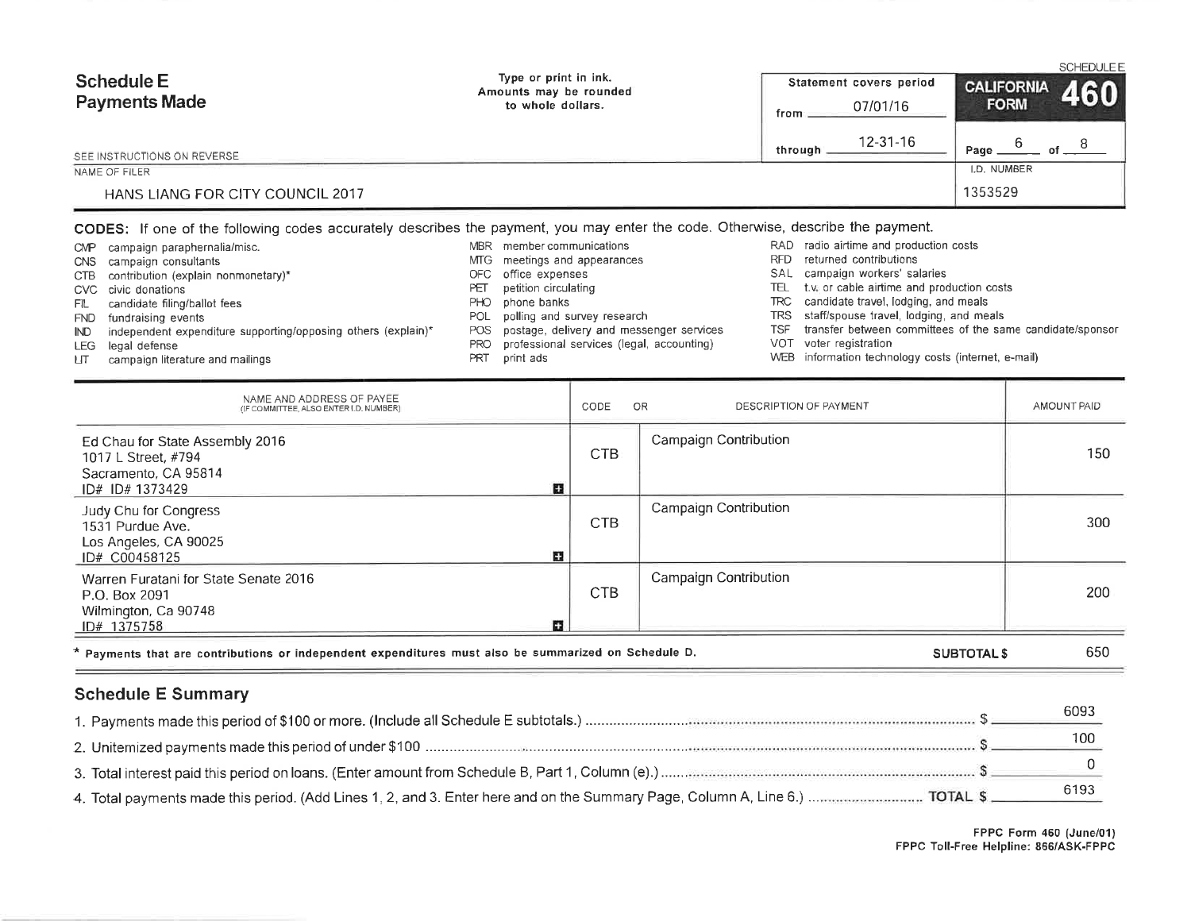# Schedule E
## Payments Made

Type or print in ink. Amounts may be rounded to whole dollars.

SEE INSTRUCTIONS ON REVERSE

Statement covers period from 07/01/16 through 12-31-16

SCHEDULE E
**CALIFORNIA FORM 460**

NAME OF FILER: HANS LIANG FOR CITY COUNCIL 2017

I.D. NUMBER: 1353529

**CODES:** If one of the following codes accurately describes the payment, you may enter the code. Otherwise, describe the payment.

- CMP campaign paraphernalia/misc.
- CNS campaign consultants
- CTB contribution (explain nonmonetary)*
- CVC civic donations
- FIL candidate filing/ballot fees
- FND fundraising events
- IND independent expenditure supporting/opposing others (explain)*
- LEG legal defense
- LIT campaign literature and mailings
- MBR member communications
- MTG meetings and appearances
- OFC office expenses
- PET petition circulating
- PHO phone banks
- POL polling and survey research
- POS postage, delivery and messenger services
- PRO professional services (legal, accounting)
- PRT print ads
- RAD radio airtime and production costs
- RFD returned contributions
- SAL campaign workers' salaries
- TEL t.v. or cable airtime and production costs
- TRC candidate travel, lodging, and meals
- TRS staff/spouse travel, lodging, and meals
- TSF transfer between committees of the same candidate/sponsor
- VOT voter registration
- WEB information technology costs (internet, e-mail)

| NAME AND ADDRESS OF PAYEE (IF COMMITTEE, ALSO ENTER I.D. NUMBER) | CODE | OR DESCRIPTION OF PAYMENT | AMOUNT PAID |
|---|---|---|---|
| Ed Chau for State Assembly 2016<br>1017 L Street, #794<br>Sacramento, CA 95814<br>ID# ID# 1373429 | CTB | Campaign Contribution | 150 |
| Judy Chu for Congress<br>1531 Purdue Ave.<br>Los Angeles, CA 90025<br>ID# C00458125 | CTB | Campaign Contribution | 300 |
| Warren Furatani for State Senate 2016<br>P.O. Box 2091<br>Wilmington, Ca 90748<br>ID# 1375758 | CTB | Campaign Contribution | 200 |

* Payments that are contributions or independent expenditures must also be summarized on Schedule D.

**SUBTOTAL $** 650

## Schedule E Summary

1. Payments made this period of $100 or more. (Include all Schedule E subtotals.) ............ $ 6093
2. Unitemized payments made this period of under $100 ............ $ 100
3. Total interest paid this period on loans. (Enter amount from Schedule B, Part 1, Column (e).) ............ $ 0
4. Total payments made this period. (Add Lines 1, 2, and 3. Enter here and on the Summary Page, Column A, Line 6.) ............ **TOTAL $** 6193

FPPC Form 460 (June/01)
FPPC Toll-Free Helpline: 866/ASK-FPPC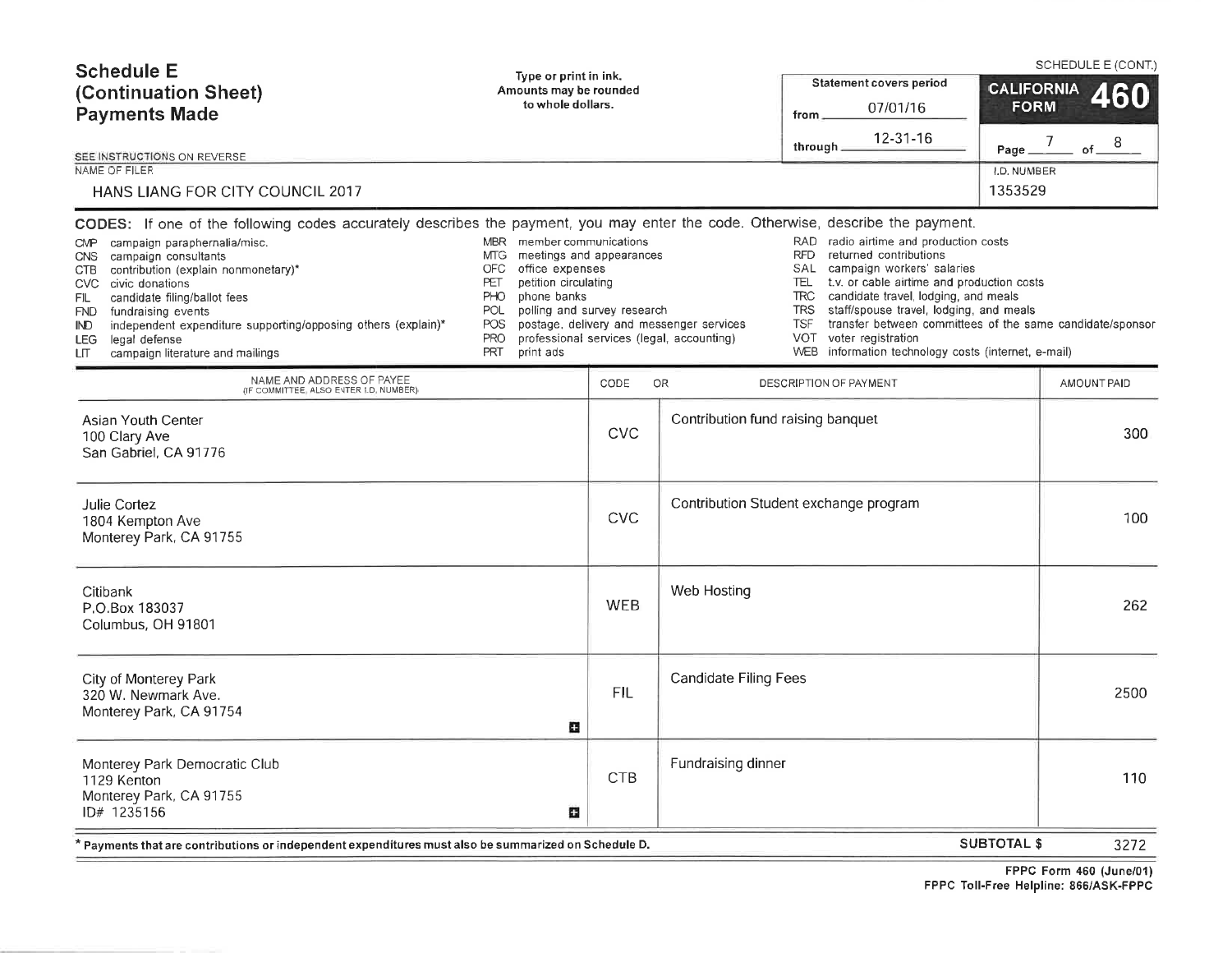# Schedule E (Continuation Sheet) Payments Made

SCHEDULE E (CONT.)

Type or print in ink.
Amounts may be rounded to whole dollars.

Statement covers period
from 07/01/16
through 12-31-16

**CALIFORNIA FORM 460**

SEE INSTRUCTIONS ON REVERSE

NAME OF FILER: HANS LIANG FOR CITY COUNCIL 2017

I.D. NUMBER: 1353529

**CODES:** If one of the following codes accurately describes the payment, you may enter the code. Otherwise, describe the payment.

- CMP campaign paraphernalia/misc.
- CNS campaign consultants
- CTB contribution (explain nonmonetary)*
- CVC civic donations
- FIL candidate filing/ballot fees
- FND fundraising events
- IND independent expenditure supporting/opposing others (explain)*
- LEG legal defense
- LIT campaign literature and mailings
- MBR member communications
- MTG meetings and appearances
- OFC office expenses
- PET petition circulating
- PHO phone banks
- POL polling and survey research
- POS postage, delivery and messenger services
- PRO professional services (legal, accounting)
- PRT print ads
- RAD radio airtime and production costs
- RFD returned contributions
- SAL campaign workers' salaries
- TEL t.v. or cable airtime and production costs
- TRC candidate travel, lodging, and meals
- TRS staff/spouse travel, lodging, and meals
- TSF transfer between committees of the same candidate/sponsor
- VOT voter registration
- WEB information technology costs (internet, e-mail)

| NAME AND ADDRESS OF PAYEE (IF COMMITTEE, ALSO ENTER I.D. NUMBER) | CODE | OR DESCRIPTION OF PAYMENT | AMOUNT PAID |
|---|---|---|---|
| Asian Youth Center<br>100 Clary Ave<br>San Gabriel, CA 91776 | CVC | Contribution fund raising banquet | 300 |
| Julie Cortez<br>1804 Kempton Ave<br>Monterey Park, CA 91755 | CVC | Contribution Student exchange program | 100 |
| Citibank<br>P.O.Box 183037<br>Columbus, OH 91801 | WEB | Web Hosting | 262 |
| City of Monterey Park<br>320 W. Newmark Ave.<br>Monterey Park, CA 91754 | FIL | Candidate Filing Fees | 2500 |
| Monterey Park Democratic Club<br>1129 Kenton<br>Monterey Park, CA 91755<br>ID# 1235156 | CTB | Fundraising dinner | 110 |

\* Payments that are contributions or independent expenditures must also be summarized on Schedule D.

**SUBTOTAL $** 3272

FPPC Form 460 (June/01)
FPPC Toll-Free Helpline: 866/ASK-FPPC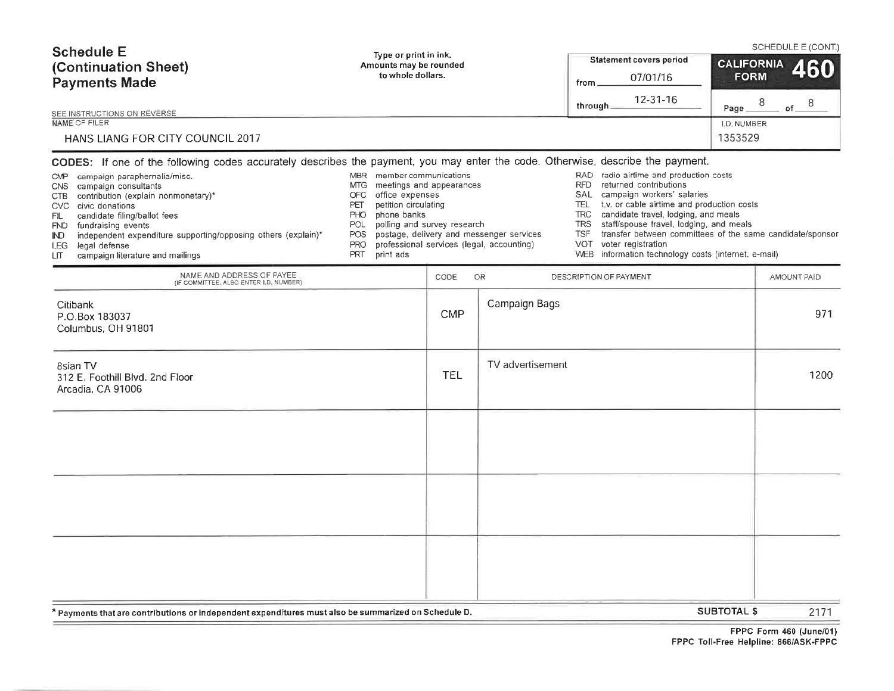SCHEDULE E (CONT.)

# Schedule E (Continuation Sheet) Payments Made

Type or print in ink.
Amounts may be rounded to whole dollars.

Statement covers period
from 07/01/16
through 12-31-16

**CALIFORNIA FORM 460**

Page 8 of 8

SEE INSTRUCTIONS ON REVERSE

NAME OF FILER
HANS LIANG FOR CITY COUNCIL 2017

I.D. NUMBER
1353529

**CODES:** If one of the following codes accurately describes the payment, you may enter the code. Otherwise, describe the payment.

- CMP campaign paraphernalia/misc.
- CNS campaign consultants
- CTB contribution (explain nonmonetary)*
- CVC civic donations
- FIL candidate filing/ballot fees
- FND fundraising events
- IND independent expenditure supporting/opposing others (explain)*
- LEG legal defense
- LIT campaign literature and mailings
- MBR member communications
- MTG meetings and appearances
- OFC office expenses
- PET petition circulating
- PHO phone banks
- POL polling and survey research
- POS postage, delivery and messenger services
- PRO professional services (legal, accounting)
- PRT print ads
- RAD radio airtime and production costs
- RFD returned contributions
- SAL campaign workers' salaries
- TEL t.v. or cable airtime and production costs
- TRC candidate travel, lodging, and meals
- TRS staff/spouse travel, lodging, and meals
- TSF transfer between committees of the same candidate/sponsor
- VOT voter registration
- WEB information technology costs (internet, e-mail)

| NAME AND ADDRESS OF PAYEE (IF COMMITTEE, ALSO ENTER I.D. NUMBER) | CODE | OR DESCRIPTION OF PAYMENT | AMOUNT PAID |
|---|---|---|---|
| Citibank<br>P.O.Box 183037<br>Columbus, OH 91801 | CMP | Campaign Bags | 971 |
| 8sian TV<br>312 E. Foothill Blvd. 2nd Floor<br>Arcadia, CA 91006 | TEL | TV advertisement | 1200 |
| | | | |
| | | | |
| | | | |

\* Payments that are contributions or independent expenditures must also be summarized on Schedule D.

SUBTOTAL $ 2171

FPPC Form 460 (June/01)
FPPC Toll-Free Helpline: 866/ASK-FPPC